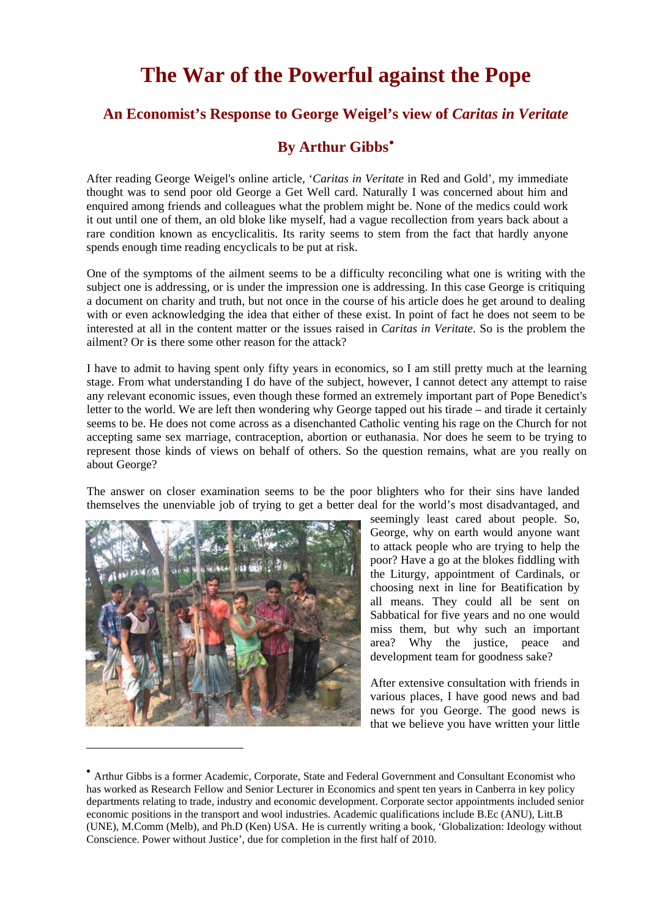# The War of the Powerful against the Pope

## An Economist's Response to George Weigel's view of *Caritas in Veritate*

## By Arthur Gibbs•

After reading George Weigel's online article, '*Caritas in Veritate* in Red and Gold', my immediate thought was to send poor old George a Get Well card. Naturally I was concerned about him and enquired among friends and colleagues what the problem might be. None of the medics could work it out until one of them, an old bloke like myself, had a vague recollection from years back about a rare condition known as encyclicalitis. Its rarity seems to stem from the fact that hardly anyone spends enough time reading encyclicals to be put at risk.

One of the symptoms of the ailment seems to be a difficulty reconciling what one is writing with the subject one is addressing, or is under the impression one is addressing. In this case George is critiquing a document on charity and truth, but not once in the course of his article does he get around to dealing with or even acknowledging the idea that either of these exist. In point of fact he does not seem to be interested at all in the content matter or the issues raised in *Caritas in Veritate*. So is the problem the ailment? Or is there some other reason for the attack?

I have to admit to having spent only fifty years in economics, so I am still pretty much at the learning stage. From what understanding I do have of the subject, however, I cannot detect any attempt to raise any relevant economic issues, even though these formed an extremely important part of Pope Benedict's letter to the world. We are left then wondering why George tapped out his tirade – and tirade it certainly seems to be. He does not come across as a disenchanted Catholic venting his rage on the Church for not accepting same sex marriage, contraception, abortion or euthanasia. Nor does he seem to be trying to represent those kinds of views on behalf of others. So the question remains, what are you really on about George?

The answer on closer examination seems to be the poor blighters who for their sins have landed themselves the unenviable job of trying to get a better deal for the world's most disadvantaged, and seemingly least cared about people. So, George, why on earth would anyone want to attack people who are trying to help the poor? Have a go at the blokes fiddling with the Liturgy, appointment of Cardinals, or choosing next in line for Beatification by all means. They could all be sent on Sabbatical for five years and no one would miss them, but why such an important area? Why the justice, peace and development team for goodness sake?

After extensive consultation with friends in various places, I have good news and bad news for you George. The good news is that we believe you have written your little

---

• Arthur Gibbs is a former Academic, Corporate, State and Federal Government and Consultant Economist who has worked as Research Fellow and Senior Lecturer in Economics and spent ten years in Canberra in key policy departments relating to trade, industry and economic development. Corporate sector appointments included senior economic positions in the transport and wool industries. Academic qualifications include B.Ec (ANU), Litt.B (UNE), M.Comm (Melb), and Ph.D (Ken) USA. He is currently writing a book, 'Globalization: Ideology without Conscience. Power without Justice', due for completion in the first half of 2010.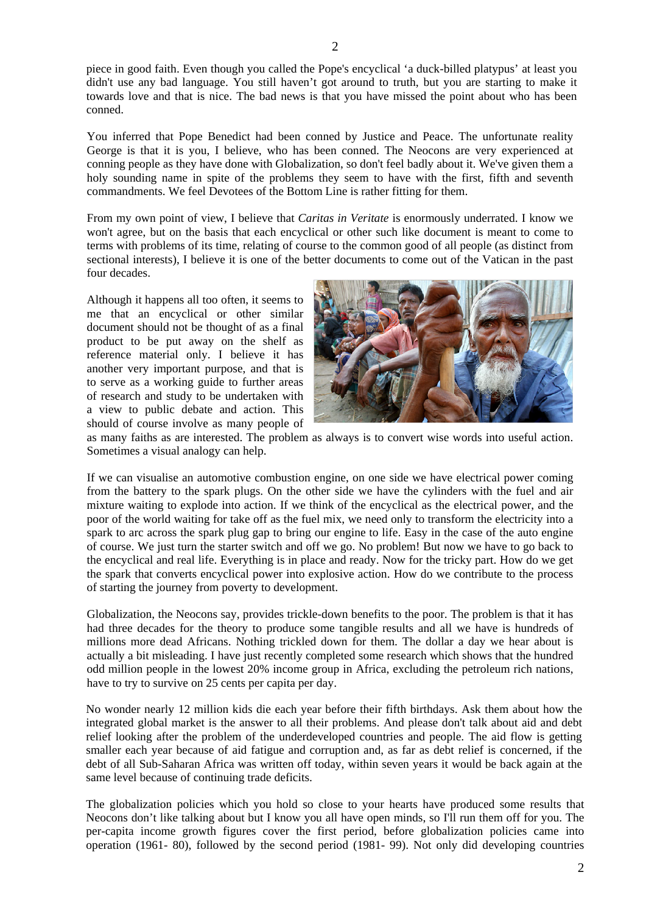piece in good faith. Even though you called the Pope's encyclical 'a duck-billed platypus' at least you didn't use any bad language. You still haven't got around to truth, but you are starting to make it towards love and that is nice. The bad news is that you have missed the point about who has been conned.

You inferred that Pope Benedict had been conned by Justice and Peace. The unfortunate reality George is that it is you, I believe, who has been conned. The Neocons are very experienced at conning people as they have done with Globalization, so don't feel badly about it. We've given them a holy sounding name in spite of the problems they seem to have with the first, fifth and seventh commandments. We feel Devotees of the Bottom Line is rather fitting for them.

From my own point of view, I believe that *Caritas in Veritate* is enormously underrated. I know we won't agree, but on the basis that each encyclical or other such like document is meant to come to terms with problems of its time, relating of course to the common good of all people (as distinct from sectional interests), I believe it is one of the better documents to come out of the Vatican in the past four decades.

Although it happens all too often, it seems to me that an encyclical or other similar document should not be thought of as a final product to be put away on the shelf as reference material only. I believe it has another very important purpose, and that is to serve as a working guide to further areas of research and study to be undertaken with a view to public debate and action. This should of course involve as many people of as many faiths as are interested. The problem as always is to convert wise words into useful action. Sometimes a visual analogy can help.

If we can visualise an automotive combustion engine, on one side we have electrical power coming from the battery to the spark plugs. On the other side we have the cylinders with the fuel and air mixture waiting to explode into action. If we think of the encyclical as the electrical power, and the poor of the world waiting for take off as the fuel mix, we need only to transform the electricity into a spark to arc across the spark plug gap to bring our engine to life. Easy in the case of the auto engine of course. We just turn the starter switch and off we go. No problem! But now we have to go back to the encyclical and real life. Everything is in place and ready. Now for the tricky part. How do we get the spark that converts encyclical power into explosive action. How do we contribute to the process of starting the journey from poverty to development.

Globalization, the Neocons say, provides trickle-down benefits to the poor. The problem is that it has had three decades for the theory to produce some tangible results and all we have is hundreds of millions more dead Africans. Nothing trickled down for them. The dollar a day we hear about is actually a bit misleading. I have just recently completed some research which shows that the hundred odd million people in the lowest 20% income group in Africa, excluding the petroleum rich nations, have to try to survive on 25 cents per capita per day.

No wonder nearly 12 million kids die each year before their fifth birthdays. Ask them about how the integrated global market is the answer to all their problems. And please don't talk about aid and debt relief looking after the problem of the underdeveloped countries and people. The aid flow is getting smaller each year because of aid fatigue and corruption and, as far as debt relief is concerned, if the debt of all Sub-Saharan Africa was written off today, within seven years it would be back again at the same level because of continuing trade deficits.

The globalization policies which you hold so close to your hearts have produced some results that Neocons don't like talking about but I know you all have open minds, so I'll run them off for you. The per-capita income growth figures cover the first period, before globalization policies came into operation (1961- 80), followed by the second period (1981- 99). Not only did developing countries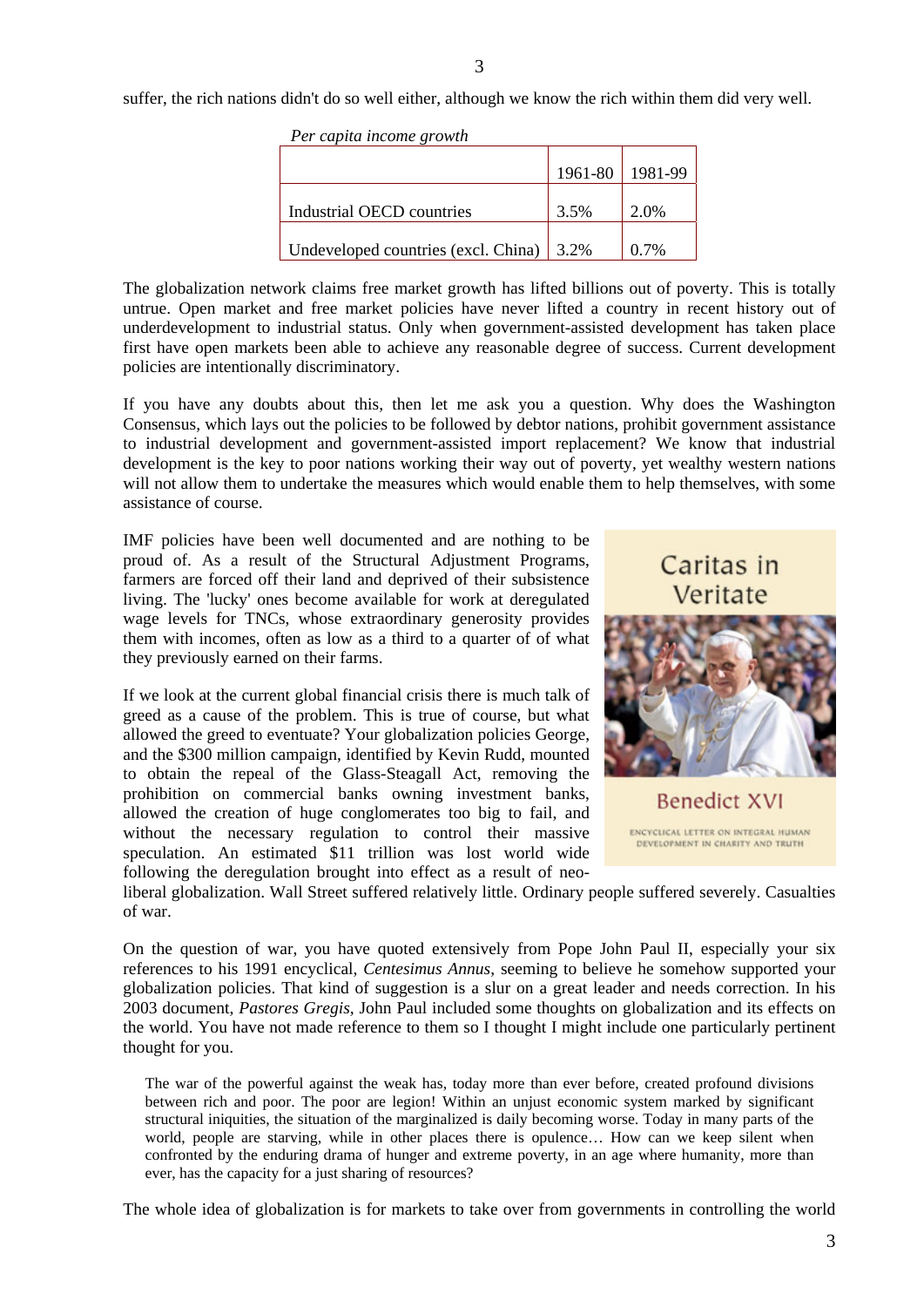suffer, the rich nations didn't do so well either, although we know the rich within them did very well.

*Per capita income growth*

| | 1961-80 | 1981-99 |
|---|---|---|
| Industrial OECD countries | 3.5% | 2.0% |
| Undeveloped countries (excl. China) | 3.2% | 0.7% |

The globalization network claims free market growth has lifted billions out of poverty. This is totally untrue. Open market and free market policies have never lifted a country in recent history out of underdevelopment to industrial status. Only when government-assisted development has taken place first have open markets been able to achieve any reasonable degree of success. Current development policies are intentionally discriminatory.

If you have any doubts about this, then let me ask you a question. Why does the Washington Consensus, which lays out the policies to be followed by debtor nations, prohibit government assistance to industrial development and government-assisted import replacement? We know that industrial development is the key to poor nations working their way out of poverty, yet wealthy western nations will not allow them to undertake the measures which would enable them to help themselves, with some assistance of course.

IMF policies have been well documented and are nothing to be proud of. As a result of the Structural Adjustment Programs, farmers are forced off their land and deprived of their subsistence living. The 'lucky' ones become available for work at deregulated wage levels for TNCs, whose extraordinary generosity provides them with incomes, often as low as a third to a quarter of of what they previously earned on their farms.

Caritas in Veritate

Benedict XVI

ENCYCLICAL LETTER ON INTEGRAL HUMAN DEVELOPMENT IN CHARITY AND TRUTH

If we look at the current global financial crisis there is much talk of greed as a cause of the problem. This is true of course, but what allowed the greed to eventuate? Your globalization policies George, and the $300 million campaign, identified by Kevin Rudd, mounted to obtain the repeal of the Glass-Steagall Act, removing the prohibition on commercial banks owning investment banks, allowed the creation of huge conglomerates too big to fail, and without the necessary regulation to control their massive speculation. An estimated $11 trillion was lost world wide following the deregulation brought into effect as a result of neo-liberal globalization. Wall Street suffered relatively little. Ordinary people suffered severely. Casualties of war.

On the question of war, you have quoted extensively from Pope John Paul II, especially your six references to his 1991 encyclical, *Centesimus Annus*, seeming to believe he somehow supported your globalization policies. That kind of suggestion is a slur on a great leader and needs correction. In his 2003 document, *Pastores Gregis*, John Paul included some thoughts on globalization and its effects on the world. You have not made reference to them so I thought I might include one particularly pertinent thought for you.

> The war of the powerful against the weak has, today more than ever before, created profound divisions between rich and poor. The poor are legion! Within an unjust economic system marked by significant structural iniquities, the situation of the marginalized is daily becoming worse. Today in many parts of the world, people are starving, while in other places there is opulence… How can we keep silent when confronted by the enduring drama of hunger and extreme poverty, in an age where humanity, more than ever, has the capacity for a just sharing of resources?

The whole idea of globalization is for markets to take over from governments in controlling the world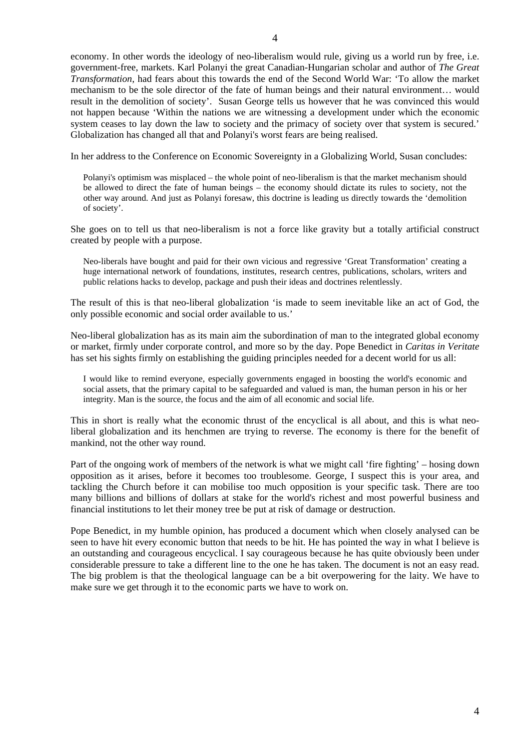economy. In other words the ideology of neo-liberalism would rule, giving us a world run by free, i.e. government-free, markets. Karl Polanyi the great Canadian-Hungarian scholar and author of *The Great Transformation*, had fears about this towards the end of the Second World War: 'To allow the market mechanism to be the sole director of the fate of human beings and their natural environment… would result in the demolition of society'. Susan George tells us however that he was convinced this would not happen because 'Within the nations we are witnessing a development under which the economic system ceases to lay down the law to society and the primacy of society over that system is secured.' Globalization has changed all that and Polanyi's worst fears are being realised.

In her address to the Conference on Economic Sovereignty in a Globalizing World, Susan concludes:

> Polanyi's optimism was misplaced – the whole point of neo-liberalism is that the market mechanism should be allowed to direct the fate of human beings – the economy should dictate its rules to society, not the other way around. And just as Polanyi foresaw, this doctrine is leading us directly towards the 'demolition of society'.

She goes on to tell us that neo-liberalism is not a force like gravity but a totally artificial construct created by people with a purpose.

> Neo-liberals have bought and paid for their own vicious and regressive 'Great Transformation' creating a huge international network of foundations, institutes, research centres, publications, scholars, writers and public relations hacks to develop, package and push their ideas and doctrines relentlessly.

The result of this is that neo-liberal globalization 'is made to seem inevitable like an act of God, the only possible economic and social order available to us.'

Neo-liberal globalization has as its main aim the subordination of man to the integrated global economy or market, firmly under corporate control, and more so by the day. Pope Benedict in *Caritas in Veritate* has set his sights firmly on establishing the guiding principles needed for a decent world for us all:

> I would like to remind everyone, especially governments engaged in boosting the world's economic and social assets, that the primary capital to be safeguarded and valued is man, the human person in his or her integrity. Man is the source, the focus and the aim of all economic and social life.

This in short is really what the economic thrust of the encyclical is all about, and this is what neo-liberal globalization and its henchmen are trying to reverse. The economy is there for the benefit of mankind, not the other way round.

Part of the ongoing work of members of the network is what we might call 'fire fighting' – hosing down opposition as it arises, before it becomes too troublesome. George, I suspect this is your area, and tackling the Church before it can mobilise too much opposition is your specific task. There are too many billions and billions of dollars at stake for the world's richest and most powerful business and financial institutions to let their money tree be put at risk of damage or destruction.

Pope Benedict, in my humble opinion, has produced a document which when closely analysed can be seen to have hit every economic button that needs to be hit. He has pointed the way in what I believe is an outstanding and courageous encyclical. I say courageous because he has quite obviously been under considerable pressure to take a different line to the one he has taken. The document is not an easy read. The big problem is that the theological language can be a bit overpowering for the laity. We have to make sure we get through it to the economic parts we have to work on.